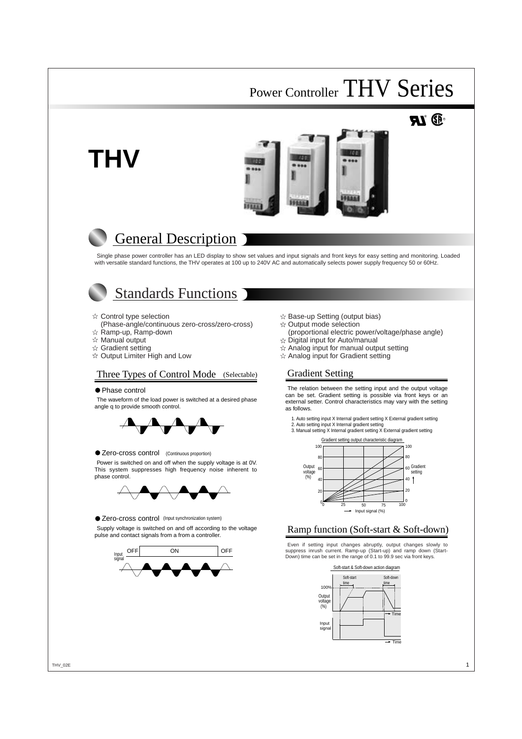# Power Controller THV Series

# THV

## General Description

Single phase power controller has an LED display to show set values and input signals and front keys for easy setting and monitoring. Loaded with versatile standard functions, the THV operates at 100 up to 240V AC and automatically selects power supply frequency 50 or 60Hz.

## Standards Functions

- ☆ Control type selection
  (Phase-angle/continuous zero-cross/zero-cross)
- ☆ Ramp-up, Ramp-down
- ☆ Manual output
- ☆ Gradient setting
- ☆ Output Limiter High and Low
- ☆ Base-up Setting (output bias)
- ☆ Output mode selection
  (proportional electric power/voltage/phase angle)
- ☆ Digital input for Auto/manual
- ☆ Analog input for manual output setting
- ☆ Analog input for Gradient setting

### Three Types of Control Mode (Selectable)

● Phase control

The waveform of the load power is switched at a desired phase angle q to provide smooth control.

● Zero-cross control (Continuous proportion)

Power is switched on and off when the supply voltage is at 0V. This system suppresses high frequency noise inherent to phase control.

● Zero-cross control (Input synchronization system)

Supply voltage is switched on and off according to the voltage pulse and contact signals from a from a controller.

Input signal
OFF ON OFF

### Gradient Setting

The relation between the setting input and the output voltage can be set. Gradient setting is possible via front keys or an external setter. Control characteristics may vary with the setting as follows.

1. Auto setting input X Internal gradient setting X External gradient setting
2. Auto setting input X Internal gradient setting
3. Manual setting X Internal gradient setting X External gradient setting

Gradient setting output characteristic diagram

Output voltage (%)
0
20
40
60
80
100

Gradient setting
0
20
40
60
80
100

Input signal (%)
0
25
50
75
100

### Ramp function (Soft-start & Soft-down)

Even if setting input changes abruptly, output changes slowly to suppress inrush current. Ramp-up (Start-up) and ramp down (Start-Down) time can be set in the range of 0.1 to 99.9 sec via front keys.

Soft-start & Soft-down action diagram

Soft-start time
Soft-down time
100%
Output voltage (%)
Time
Input signal
Time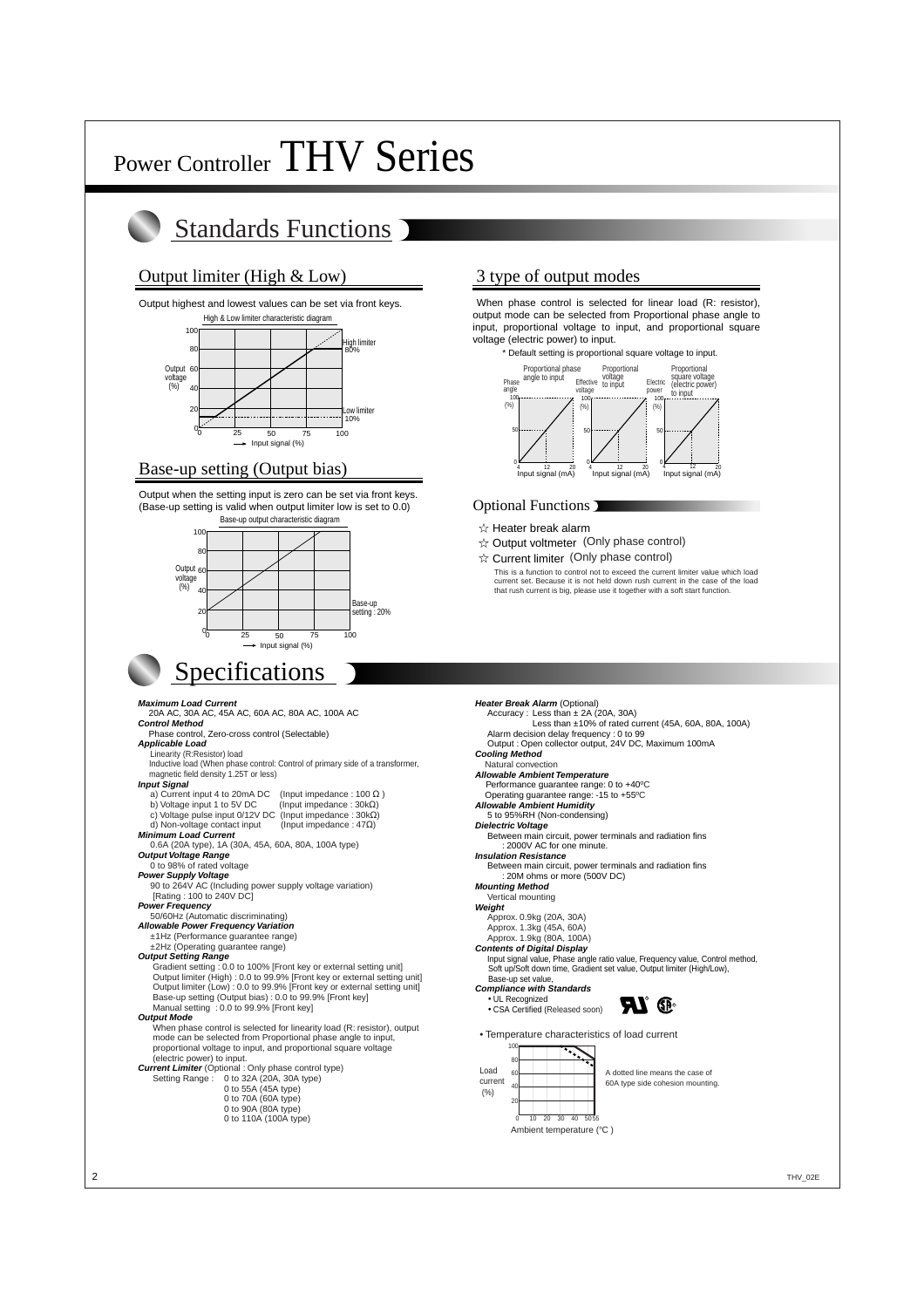# Power Controller THV Series

## Standards Functions

### Output limiter (High & Low)

Output highest and lowest values can be set via front keys.

High & Low limiter characteristic diagram

Output voltage (%)
100
80
60
40
20
0
0 25 50 75 100
Input signal (%)
High limiter 80%
Low limiter 10%

### Base-up setting (Output bias)

Output when the setting input is zero can be set via front keys.
(Base-up setting is valid when output limiter low is set to 0.0)

Base-up output characteristic diagram

Output voltage (%)
100
80
60
40
20
0
0 25 50 75 100
Input signal (%)
Base-up setting : 20%

### 3 type of output modes

When phase control is selected for linear load (R: resistor), output mode can be selected from Proportional phase angle to input, proportional voltage to input, and proportional square voltage (electric power) to input.

\* Default setting is proportional square voltage to input.

Proportional phase angle to input
Phase angle (%)
100
50
0
4 12 20
Input signal (mA)

Proportional voltage to input
Effective voltage (%)
100
50
0
4 12 20
Input signal (mA)

Proportional square voltage (electric power) to input
Electric power (%)
100
50
0
4 12 20
Input signal (mA)

### Optional Functions

☆ Heater break alarm
☆ Output voltmeter (Only phase control)
☆ Current limiter (Only phase control)

This is a function to control not to exceed the current limiter value which load current set. Because it is not held down rush current in the case of the load that rush current is big, please use it together with a soft start function.

## Specifications

***Maximum Load Current***
20A AC, 30A AC, 45A AC, 60A AC, 80A AC, 100A AC

***Control Method***
Phase control, Zero-cross control (Selectable)

***Applicable Load***
Linearity (R:Resistor) load
Inductive load (When phase control: Control of primary side of a transformer, magnetic field density 1.25T or less)

***Input Signal***
a) Current input 4 to 20mA DC (Input impedance : 100 Ω )
b) Voltage input 1 to 5V DC (Input impedance : 30kΩ)
c) Voltage pulse input 0/12V DC (Input impedance : 30kΩ)
d) Non-voltage contact input (Input impedance : 47Ω)

***Minimum Load Current***
0.6A (20A type), 1A (30A, 45A, 60A, 80A, 100A type)

***Output Voltage Range***
0 to 98% of rated voltage

***Power Supply Voltage***
90 to 264V AC (Including power supply voltage variation)
[Rating : 100 to 240V DC]

***Power Frequency***
50/60Hz (Automatic discriminating)

***Allowable Power Frequency Variation***
±1Hz (Performance guarantee range)
±2Hz (Operating guarantee range)

***Output Setting Range***
Gradient setting : 0.0 to 100% [Front key or external setting unit]
Output limiter (High) : 0.0 to 99.9% [Front key or external setting unit]
Output limiter (Low) : 0.0 to 99.9% [Front key or external setting unit]
Base-up setting (Output bias) : 0.0 to 99.9% [Front key]
Manual setting : 0.0 to 99.9% [Front key]

***Output Mode***
When phase control is selected for linearity load (R: resistor), output mode can be selected from Proportional phase angle to input, proportional voltage to input, and proportional square voltage (electric power) to input.

***Current Limiter*** (Optional : Only phase control type)
Setting Range : 0 to 32A (20A, 30A type)
0 to 55A (45A type)
0 to 70A (60A type)
0 to 90A (80A type)
0 to 110A (100A type)

***Heater Break Alarm*** (Optional)
Accuracy : Less than ± 2A (20A, 30A)
Less than ±10% of rated current (45A, 60A, 80A, 100A)
Alarm decision delay frequency : 0 to 99
Output : Open collector output, 24V DC, Maximum 100mA

***Cooling Method***
Natural convection

***Allowable Ambient Temperature***
Performance guarantee range: 0 to +40ºC
Operating guarantee range: -15 to +55ºC

***Allowable Ambient Humidity***
5 to 95%RH (Non-condensing)

***Dielectric Voltage***
Between main circuit, power terminals and radiation fins
: 2000V AC for one minute.

***Insulation Resistance***
Between main circuit, power terminals and radiation fins
: 20M ohms or more (500V DC)

***Mounting Method***
Vertical mounting

***Weight***
Approx. 0.9kg (20A, 30A)
Approx. 1.3kg (45A, 60A)
Approx. 1.9kg (80A, 100A)

***Contents of Digital Display***
Input signal value, Phase angle ratio value, Frequency value, Control method, Soft up/Soft down time, Gradient set value, Output limiter (High/Low), Base-up set value,

***Compliance with Standards***
- UL Recognized
- CSA Certified (Released soon)

- Temperature characteristics of load current

Load current (%)
100
80
60
40
20
0
0 10 20 30 40 50 55
Ambient temperature (°C )

A dotted line means the case of 60A type side cohesion mounting.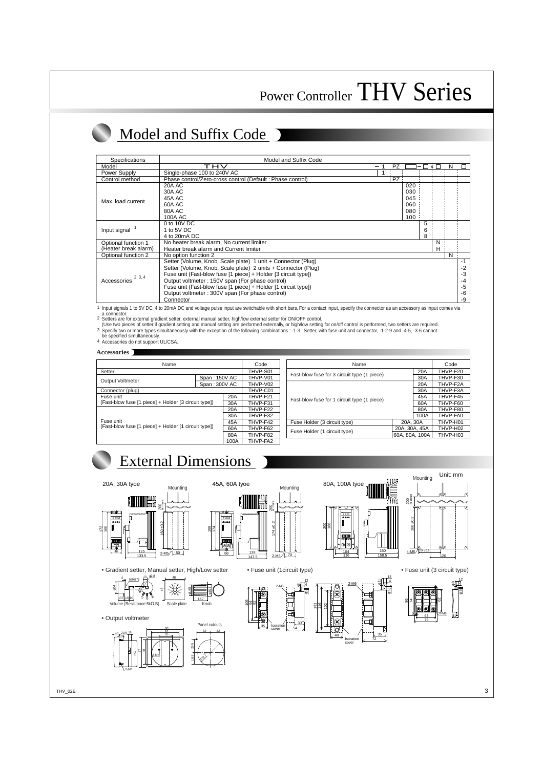# Power Controller THV Series

## Model and Suffix Code

| Specifications | Model and Suffix Code | | | | | | | |
|---|---|---|---|---|---|---|---|---|
| Model | THV | −1 | PZ | □□□ | −□ | *□ | N | □ |
| Power Supply | Single-phase 100 to 240V AC | 1 | | | | | | |
| Control method | Phase control/Zero-cross control (Default : Phase control) | | PZ | | | | | |
| Max. load current | 20A AC | | | 020 | | | | |
| | 30A AC | | | 030 | | | | |
| | 45A AC | | | 045 | | | | |
| | 60A AC | | | 060 | | | | |
| | 80A AC | | | 080 | | | | |
| | 100A AC | | | 100 | | | | |
| Input signal [1] | 0 to 10V DC | | | | 5 | | | |
| | 1 to 5V DC | | | | 6 | | | |
| | 4 to 20mA DC | | | | 8 | | | |
| Optional function 1 (Heater break alarm) | No heater break alarm, No current limiter | | | | | N | | |
| | Heater break alarm and Current limiter | | | | | H | | |
| Optional function 2 | No option function 2 | | | | | | N | |
| Accessories [2, 3, 4] | Setter (Volume, Knob, Scale plate) 1 unit + Connector (Plug) | | | | | | | -1 |
| | Setter (Volume, Knob, Scale plate) 2 units + Connector (Plug) | | | | | | | -2 |
| | Fuse unit (Fast-blow fuse [1 piece] + Holder [3 circuit type]) | | | | | | | -3 |
| | Output voltmeter : 150V span (For phase control) | | | | | | | -4 |
| | Fuse unit (Fast-blow fuse [1 piece] + Holder [1 circuit type]) | | | | | | | -5 |
| | Output voltmeter : 300V span (For phase control) | | | | | | | -6 |
| | Connector | | | | | | | -9 |

1 Input signals 1 to 5V DC, 4 to 20mA DC and voltage pulse input are switchable with short bars. For a contact input, specify the connector as an accessory as input comes via a connector.
2 Setters are for external gradient setter, external manual setter, high/low external setter for ON/OFF control.
(Use two pieces of setter if gradient setting and manual setting are performed externally, or high/low setting for on/off control is performed, two setters are required.
3 Specify two or more types simultaneously with the exception of the following combinations : -1-3 : Setter, with fuse unit and connector, -1-2-9 and -4-5, -3-6 cannot be specified simultaneously.
4 Accessories do not support UL/CSA.

### Accessories

| Name | | Code |
|---|---|---|
| Setter | | THVP-S01 |
| Output Voltmeter | Span : 150V AC | THVP-V01 |
| | Span : 300V AC | THVP-V02 |
| Connector (plug) | | THVP-C01 |
| Fuse unit (Fast-blow fuse [1 piece] + Holder [3 circuit type]) | 20A | THVP-F21 |
| | 30A | THVP-F31 |
| Fuse unit (Fast-blow fuse [1 piece] + Holder [1 circuit type]) | 20A | THVP-F22 |
| | 30A | THVP-F32 |
| | 45A | THVP-F42 |
| | 60A | THVP-F62 |
| | 80A | THVP-F82 |
| | 100A | THVP-FA2 |

| Name | | Code |
|---|---|---|
| Fast-blow fuse for 3 circuit type (1 piece) | 20A | THVP-F20 |
| | 30A | THVP-F30 |
| Fast-blow fuse for 1 circuit type (1 piece) | 20A | THVP-F2A |
| | 30A | THVP-F3A |
| | 45A | THVP-F45 |
| | 60A | THVP-F60 |
| | 80A | THVP-F80 |
| | 100A | THVP-FA0 |
| Fuse Holder (3 circuit type) | 20A, 30A | THVP-H01 |
| Fuse Holder (1 circuit type) | 20A, 30A, 45A | THVP-H02 |
| | 60A, 80A, 100A | THVP-H03 |

## External Dimensions

Unit: mm

20A, 30A tyoe
Mounting
172 160 160±0.2 48 125 133.5 2-M5 50 200 or more

45A, 60A tyoe
Mounting
188 174 174±0.2 68 139 147.5 2-M5 70 200 or more

80A, 100A tyoe
Mounting
200 188 188±0.2 104 116 150 158.5 4-M5 104±0.2 120 200 or more

• Gradient setter, Manual setter, High/Low setter
M9X0.75 Volume (Resistance:5kΩ,B) Scale plate 48 Knob 16.7

• Fuse unit (1circuit type)
2-M6 105 94 82 35 30 54 Isoration cover 131 116 102 48 35 72 Isoration cover

• Fuse unit (3 circuit type)
86 74 62 63 75 6-M6

• Output voltmeter
Panel cutouts 80 64 35 32 32 29.5 18.5 2-M4 2-M3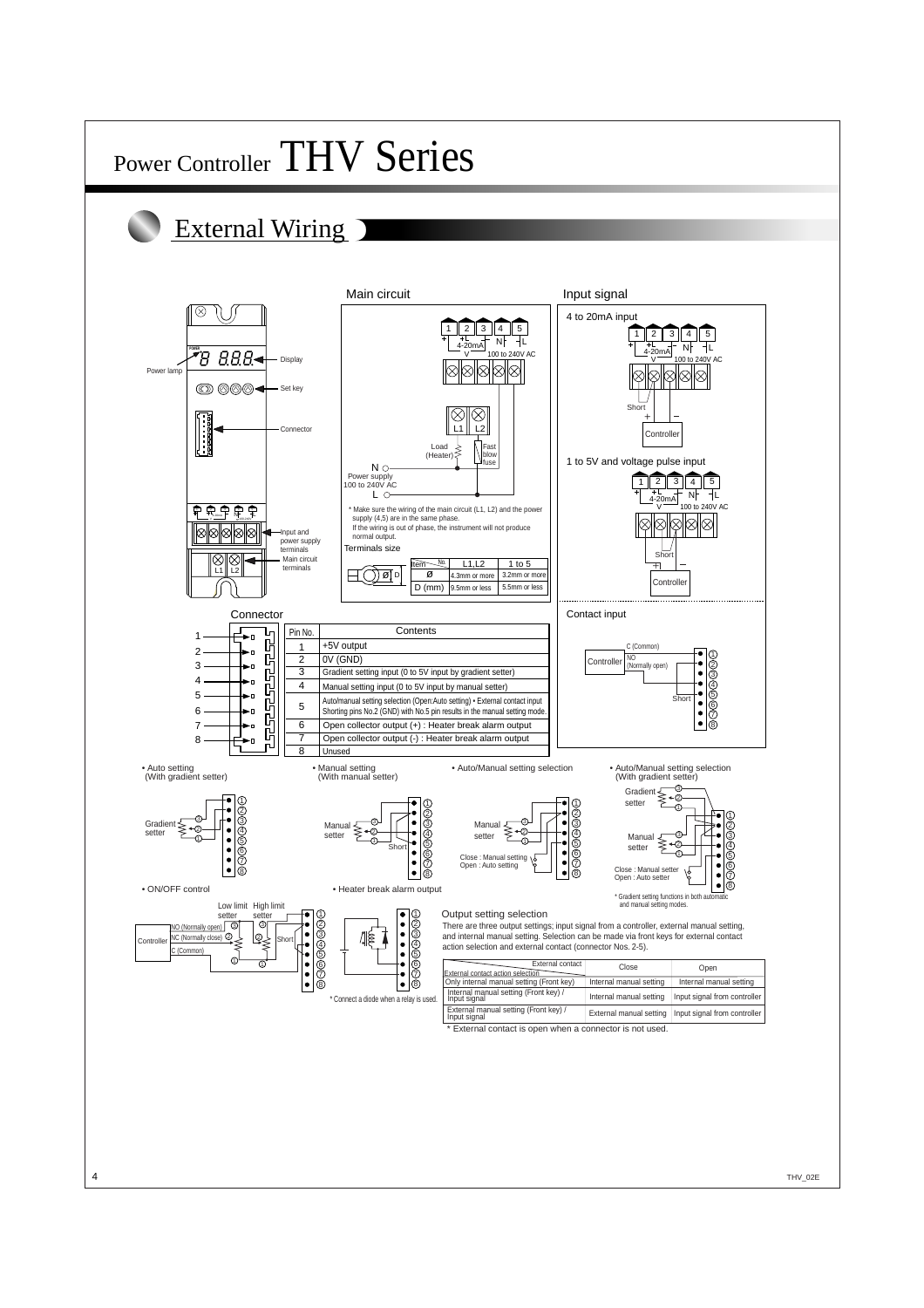# Power Controller THV Series

## External Wiring

Display
Power lamp
Set key
Connector
Input and power supply terminals
Main circuit terminals

### Main circuit

1 2 3 4 5
4-20mA
V
100 to 240V AC
N L
L1 L2
Load (Heater)
Fast blow fuse
Power supply 100 to 240V AC

* Make sure the wiring of the main circuit (L1, L2) and the power supply (4,5) are in the same phase.
If the wiring is out of phase, the instrument will not produce normal output.

Terminals size

| Item \ No. | L1,L2 | 1 to 5 |
|---|---|---|
| Ø | 4.3mm or more | 3.2mm or more |
| D (mm) | 9.5mm or less | 5.5mm or less |

### Input signal

4 to 20mA input

Short
Controller

1 to 5V and voltage pulse input

Short
Controller

Contact input

Controller
C (Common)
NO (Normally open)
Short

### Connector

| Pin No. | Contents |
|---|---|
| 1 | +5V output |
| 2 | 0V (GND) |
| 3 | Gradient setting input (0 to 5V input by gradient setter) |
| 4 | Manual setting input (0 to 5V input by manual setter) |
| 5 | Auto/manual setting selection (Open:Auto setting) • External contact input Shorting pins No.2 (GND) with No.5 pin results in the manual setting mode. |
| 6 | Open collector output (+) : Heater break alarm output |
| 7 | Open collector output (-) : Heater break alarm output |
| 8 | Unused |

• Auto setting (With gradient setter)

Gradient setter

• Manual setting (With manual setter)

Manual setter
Short

• Auto/Manual setting selection

Manual setter
Close : Manual setting
Open : Auto setting

• Auto/Manual setting selection (With gradient setter)

Gradient setter
Manual setter
Close : Manual setter
Open : Auto setter

* Gradient setting functions in both automatic and manual setting modes.

• ON/OFF control

Low limit setter
High limit setter
Controller
NO (Normally open)
NC (Normally close)
C (Common)
Short

• Heater break alarm output

* Connect a diode when a relay is used.

### Output setting selection

There are three output settings; input signal from a controller, external manual setting, and internal manual setting. Selection can be made via front keys for external contact action selection and external contact (connector Nos. 2-5).

| External contact action selection \ External contact | Close | Open |
|---|---|---|
| Only internal manual setting (Front key) | Internal manual setting | Internal manual setting |
| Internal manual setting (Front key) / Input signal | Internal manual setting | Input signal from controller |
| External manual setting (Front key) / Input signal | External manual setting | Input signal from controller |

* External contact is open when a connector is not used.